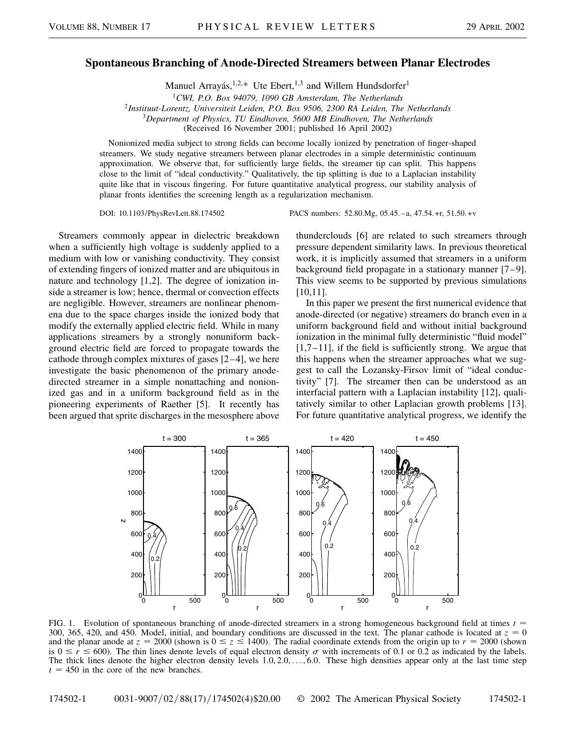# Spontaneous Branching of Anode-Directed Streamers between Planar Electrodes

Manuel Arrayás,[1,2,*] Ute Ebert,[1,3] and Willem Hundsdorfer[1]

[1]*CWI, P.O. Box 94079, 1090 GB Amsterdam, The Netherlands*
[2]*Instituut-Lorentz, Universiteit Leiden, P.O. Box 9506, 2300 RA Leiden, The Netherlands*
[3]*Department of Physics, TU Eindhoven, 5600 MB Eindhoven, The Netherlands*
(Received 16 November 2001; published 16 April 2002)

Nonionized media subject to strong fields can become locally ionized by penetration of finger-shaped streamers. We study negative streamers between planar electrodes in a simple deterministic continuum approximation. We observe that, for sufficiently large fields, the streamer tip can split. This happens close to the limit of "ideal conductivity." Qualitatively, the tip splitting is due to a Laplacian instability quite like that in viscous fingering. For future quantitative analytical progress, our stability analysis of planar fronts identifies the screening length as a regularization mechanism.

DOI: 10.1103/PhysRevLett.88.174502 PACS numbers: 52.80.Mg, 05.45.–a, 47.54.+r, 51.50.+v

Streamers commonly appear in dielectric breakdown when a sufficiently high voltage is suddenly applied to a medium with low or vanishing conductivity. They consist of extending fingers of ionized matter and are ubiquitous in nature and technology [1,2]. The degree of ionization inside a streamer is low; hence, thermal or convection effects are negligible. However, streamers are nonlinear phenomena due to the space charges inside the ionized body that modify the externally applied electric field. While in many applications streamers by a strongly nonuniform background electric field are forced to propagate towards the cathode through complex mixtures of gases [2–4], we here investigate the basic phenomenon of the primary anode-directed streamer in a simple nonattaching and nonionized gas and in a uniform background field as in the pioneering experiments of Raether [5]. It recently has been argued that sprite discharges in the mesosphere above thunderclouds [6] are related to such streamers through pressure dependent similarity laws. In previous theoretical work, it is implicitly assumed that streamers in a uniform background field propagate in a stationary manner [7–9]. This view seems to be supported by previous simulations [10,11].

In this paper we present the first numerical evidence that anode-directed (or negative) streamers do branch even in a uniform background field and without initial background ionization in the minimal fully deterministic "fluid model" [1,7–11], if the field is sufficiently strong. We argue that this happens when the streamer approaches what we suggest to call the Lozansky-Firsov limit of "ideal conductivity" [7]. The streamer then can be understood as an interfacial pattern with a Laplacian instability [12], qualitatively similar to other Laplacian growth problems [13]. For future quantitative analytical progress, we identify the

FIG. 1. Evolution of spontaneous branching of anode-directed streamers in a strong homogeneous background field at times $t = 300$, 365, 420, and 450. Model, initial, and boundary conditions are discussed in the text. The planar cathode is located at $z = 0$ and the planar anode at $z = 2000$ (shown is $0 \leq z \leq 1400$). The radial coordinate extends from the origin up to $r = 2000$ (shown is $0 \leq r \leq 600$). The thin lines denote levels of equal electron density $\sigma$ with increments of 0.1 or 0.2 as indicated by the labels. The thick lines denote the higher electron density levels $1.0, 2.0, \ldots, 6.0$. These high densities appear only at the last time step $t = 450$ in the core of the new branches.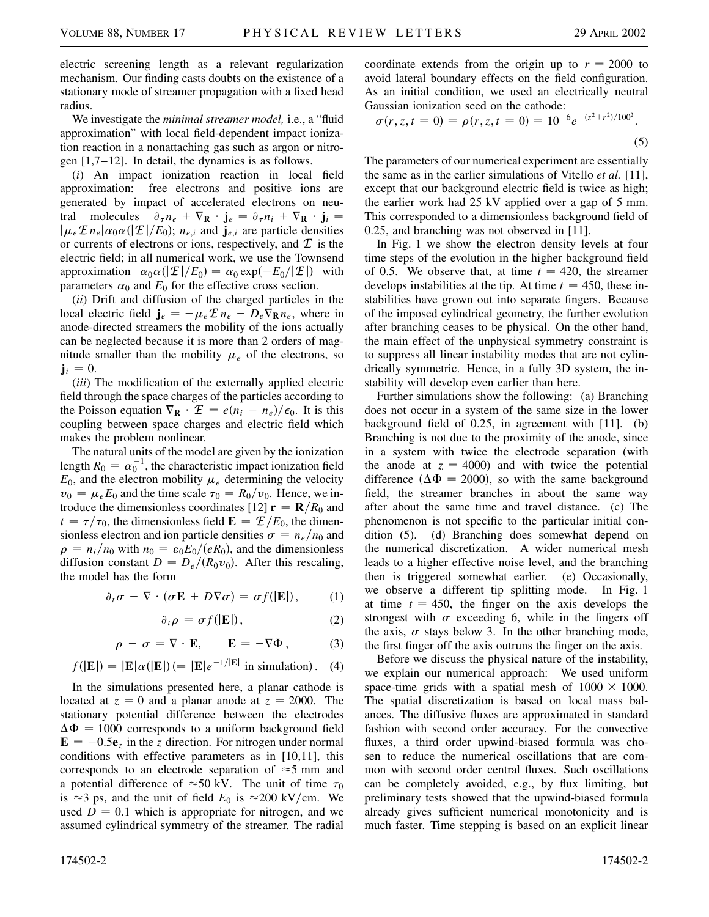electric screening length as a relevant regularization mechanism. Our finding casts doubts on the existence of a stationary mode of streamer propagation with a fixed head radius.

We investigate the *minimal streamer model,* i.e., a "fluid approximation" with local field-dependent impact ionization reaction in a nonattaching gas such as argon or nitrogen [1,7–12]. In detail, the dynamics is as follows.

(*i*) An impact ionization reaction in local field approximation: free electrons and positive ions are generated by impact of accelerated electrons on neutral molecules $\partial_\tau n_e + \nabla_{\mathbf{R}} \cdot \mathbf{j}_e = \partial_\tau n_i + \nabla_{\mathbf{R}} \cdot \mathbf{j}_i = |\mu_e \mathcal{E} n_e| \alpha_0 \alpha(|\mathcal{E}|/E_0)$; $n_{e,i}$ and $\mathbf{j}_{e,i}$ are particle densities or currents of electrons or ions, respectively, and $\mathcal{E}$ is the electric field; in all numerical work, we use the Townsend approximation $\alpha_0 \alpha(|\mathcal{E}|/E_0) = \alpha_0 \exp(-E_0/|\mathcal{E}|)$ with parameters $\alpha_0$ and $E_0$ for the effective cross section.

(*ii*) Drift and diffusion of the charged particles in the local electric field $\mathbf{j}_e = -\mu_e \mathcal{E} n_e - D_e \nabla_{\mathbf{R}} n_e$, where in anode-directed streamers the mobility of the ions actually can be neglected because it is more than 2 orders of magnitude smaller than the mobility $\mu_e$ of the electrons, so $\mathbf{j}_i = 0$.

(*iii*) The modification of the externally applied electric field through the space charges of the particles according to the Poisson equation $\nabla_{\mathbf{R}} \cdot \mathcal{E} = e(n_i - n_e)/\epsilon_0$. It is this coupling between space charges and electric field which makes the problem nonlinear.

The natural units of the model are given by the ionization length $R_0 = \alpha_0^{-1}$, the characteristic impact ionization field $E_0$, and the electron mobility $\mu_e$ determining the velocity $v_0 = \mu_e E_0$ and the time scale $\tau_0 = R_0/v_0$. Hence, we introduce the dimensionless coordinates [12] $\mathbf{r} = \mathbf{R}/R_0$ and $t = \tau/\tau_0$, the dimensionless field $\mathbf{E} = \mathcal{E}/E_0$, the dimensionless electron and ion particle densities $\sigma = n_e/n_0$ and $\rho = n_i/n_0$ with $n_0 = \varepsilon_0 E_0/(eR_0)$, and the dimensionless diffusion constant $D = D_e/(R_0 v_0)$. After this rescaling, the model has the form

$$\partial_t \sigma - \nabla \cdot (\sigma \mathbf{E} + D \nabla \sigma) = \sigma f(|\mathbf{E}|), \qquad (1)$$

$$\partial_t \rho = \sigma f(|\mathbf{E}|), \qquad (2)$$

$$\rho - \sigma = \nabla \cdot \mathbf{E}, \qquad \mathbf{E} = -\nabla \Phi, \qquad (3)$$

$$f(|\mathbf{E}|) = |\mathbf{E}| \alpha(|\mathbf{E}|) \, (= |\mathbf{E}| e^{-1/|\mathbf{E}|} \text{ in simulation}). \qquad (4)$$

In the simulations presented here, a planar cathode is located at $z = 0$ and a planar anode at $z = 2000$. The stationary potential difference between the electrodes $\Delta\Phi = 1000$ corresponds to a uniform background field $\mathbf{E} = -0.5\mathbf{e}_z$ in the $z$ direction. For nitrogen under normal conditions with effective parameters as in [10,11], this corresponds to an electrode separation of $\approx 5$ mm and a potential difference of $\approx 50$ kV. The unit of time $\tau_0$ is $\approx 3$ ps, and the unit of field $E_0$ is $\approx 200$ kV/cm. We used $D = 0.1$ which is appropriate for nitrogen, and we assumed cylindrical symmetry of the streamer. The radial coordinate extends from the origin up to $r = 2000$ to avoid lateral boundary effects on the field configuration. As an initial condition, we used an electrically neutral Gaussian ionization seed on the cathode:

$$\sigma(r, z, t = 0) = \rho(r, z, t = 0) = 10^{-6} e^{-(z^2 + r^2)/100^2}. \qquad (5)$$

The parameters of our numerical experiment are essentially the same as in the earlier simulations of Vitello *et al.* [11], except that our background electric field is twice as high; the earlier work had 25 kV applied over a gap of 5 mm. This corresponded to a dimensionless background field of 0.25, and branching was not observed in [11].

In Fig. 1 we show the electron density levels at four time steps of the evolution in the higher background field of 0.5. We observe that, at time $t = 420$, the streamer develops instabilities at the tip. At time $t = 450$, these instabilities have grown out into separate fingers. Because of the imposed cylindrical geometry, the further evolution after branching ceases to be physical. On the other hand, the main effect of the unphysical symmetry constraint is to suppress all linear instability modes that are not cylindrically symmetric. Hence, in a fully 3D system, the instability will develop even earlier than here.

Further simulations show the following: (a) Branching does not occur in a system of the same size in the lower background field of 0.25, in agreement with [11]. (b) Branching is not due to the proximity of the anode, since in a system with twice the electrode separation (with the anode at $z = 4000$) and with twice the potential difference ($\Delta\Phi = 2000$), so with the same background field, the streamer branches in about the same way after about the same time and travel distance. (c) The phenomenon is not specific to the particular initial condition (5). (d) Branching does somewhat depend on the numerical discretization. A wider numerical mesh leads to a higher effective noise level, and the branching then is triggered somewhat earlier. (e) Occasionally, we observe a different tip splitting mode. In Fig. 1 at time $t = 450$, the finger on the axis develops the strongest with $\sigma$ exceeding 6, while in the fingers off the axis, $\sigma$ stays below 3. In the other branching mode, the first finger off the axis outruns the finger on the axis.

Before we discuss the physical nature of the instability, we explain our numerical approach: We used uniform space-time grids with a spatial mesh of $1000 \times 1000$. The spatial discretization is based on local mass balances. The diffusive fluxes are approximated in standard fashion with second order accuracy. For the convective fluxes, a third order upwind-biased formula was chosen to reduce the numerical oscillations that are common with second order central fluxes. Such oscillations can be completely avoided, e.g., by flux limiting, but preliminary tests showed that the upwind-biased formula already gives sufficient numerical monotonicity and is much faster. Time stepping is based on an explicit linear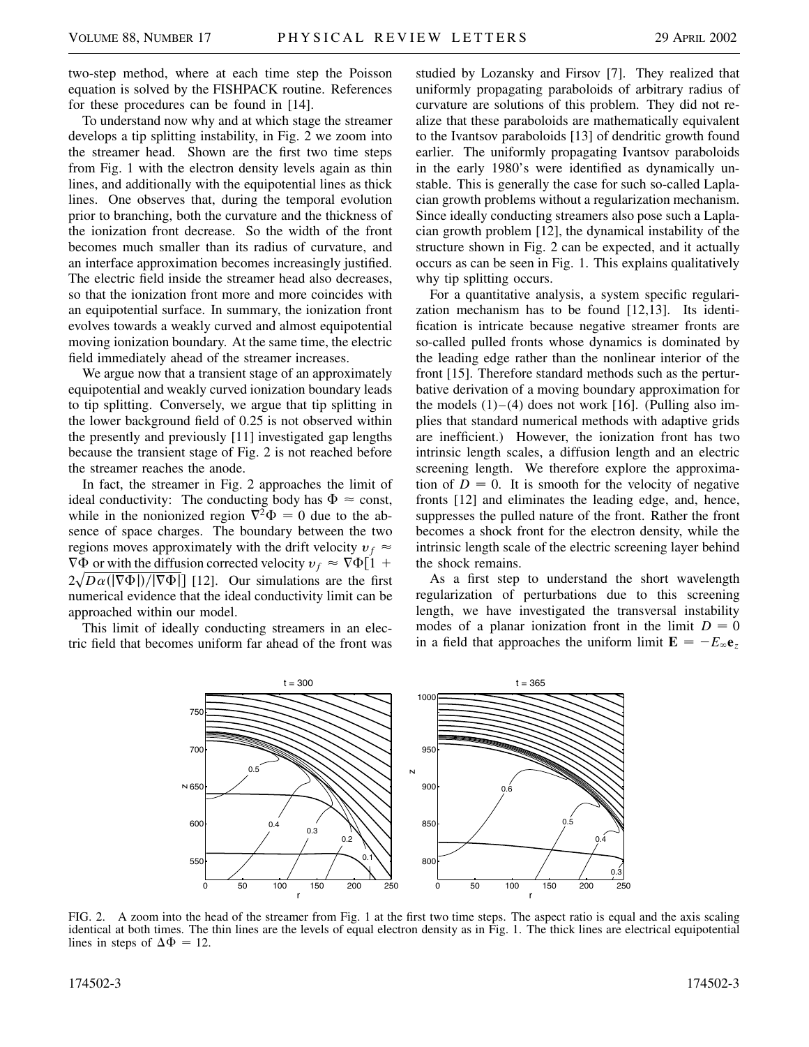two-step method, where at each time step the Poisson equation is solved by the FISHPACK routine. References for these procedures can be found in [14].

To understand now why and at which stage the streamer develops a tip splitting instability, in Fig. 2 we zoom into the streamer head. Shown are the first two time steps from Fig. 1 with the electron density levels again as thin lines, and additionally with the equipotential lines as thick lines. One observes that, during the temporal evolution prior to branching, both the curvature and the thickness of the ionization front decrease. So the width of the front becomes much smaller than its radius of curvature, and an interface approximation becomes increasingly justified. The electric field inside the streamer head also decreases, so that the ionization front more and more coincides with an equipotential surface. In summary, the ionization front evolves towards a weakly curved and almost equipotential moving ionization boundary. At the same time, the electric field immediately ahead of the streamer increases.

We argue now that a transient stage of an approximately equipotential and weakly curved ionization boundary leads to tip splitting. Conversely, we argue that tip splitting in the lower background field of 0.25 is not observed within the presently and previously [11] investigated gap lengths because the transient stage of Fig. 2 is not reached before the streamer reaches the anode.

In fact, the streamer in Fig. 2 approaches the limit of ideal conductivity: The conducting body has $\Phi \approx$ const, while in the nonionized region $\nabla^2\Phi = 0$ due to the absence of space charges. The boundary between the two regions moves approximately with the drift velocity $v_f \approx \nabla\Phi$ or with the diffusion corrected velocity $v_f \approx \nabla\Phi[1 + 2\sqrt{D\alpha(|\nabla\Phi|)/|\nabla\Phi|}]$ [12]. Our simulations are the first numerical evidence that the ideal conductivity limit can be approached within our model.

This limit of ideally conducting streamers in an electric field that becomes uniform far ahead of the front was studied by Lozansky and Firsov [7]. They realized that uniformly propagating paraboloids of arbitrary radius of curvature are solutions of this problem. They did not realize that these paraboloids are mathematically equivalent to the Ivantsov paraboloids [13] of dendritic growth found earlier. The uniformly propagating Ivantsov paraboloids in the early 1980's were identified as dynamically unstable. This is generally the case for such so-called Laplacian growth problems without a regularization mechanism. Since ideally conducting streamers also pose such a Laplacian growth problem [12], the dynamical instability of the structure shown in Fig. 2 can be expected, and it actually occurs as can be seen in Fig. 1. This explains qualitatively why tip splitting occurs.

For a quantitative analysis, a system specific regularization mechanism has to be found [12,13]. Its identification is intricate because negative streamer fronts are so-called pulled fronts whose dynamics is dominated by the leading edge rather than the nonlinear interior of the front [15]. Therefore standard methods such as the perturbative derivation of a moving boundary approximation for the models (1)–(4) does not work [16]. (Pulling also implies that standard numerical methods with adaptive grids are inefficient.) However, the ionization front has two intrinsic length scales, a diffusion length and an electric screening length. We therefore explore the approximation of $D = 0$. It is smooth for the velocity of negative fronts [12] and eliminates the leading edge, and, hence, suppresses the pulled nature of the front. Rather the front becomes a shock front for the electron density, while the intrinsic length scale of the electric screening layer behind the shock remains.

As a first step to understand the short wavelength regularization of perturbations due to this screening length, we have investigated the transversal instability modes of a planar ionization front in the limit $D = 0$ in a field that approaches the uniform limit $\mathbf{E} = -E_\infty \mathbf{e}_z$

FIG. 2. A zoom into the head of the streamer from Fig. 1 at the first two time steps. The aspect ratio is equal and the axis scaling identical at both times. The thin lines are the levels of equal electron density as in Fig. 1. The thick lines are electrical equipotential lines in steps of $\Delta\Phi = 12$.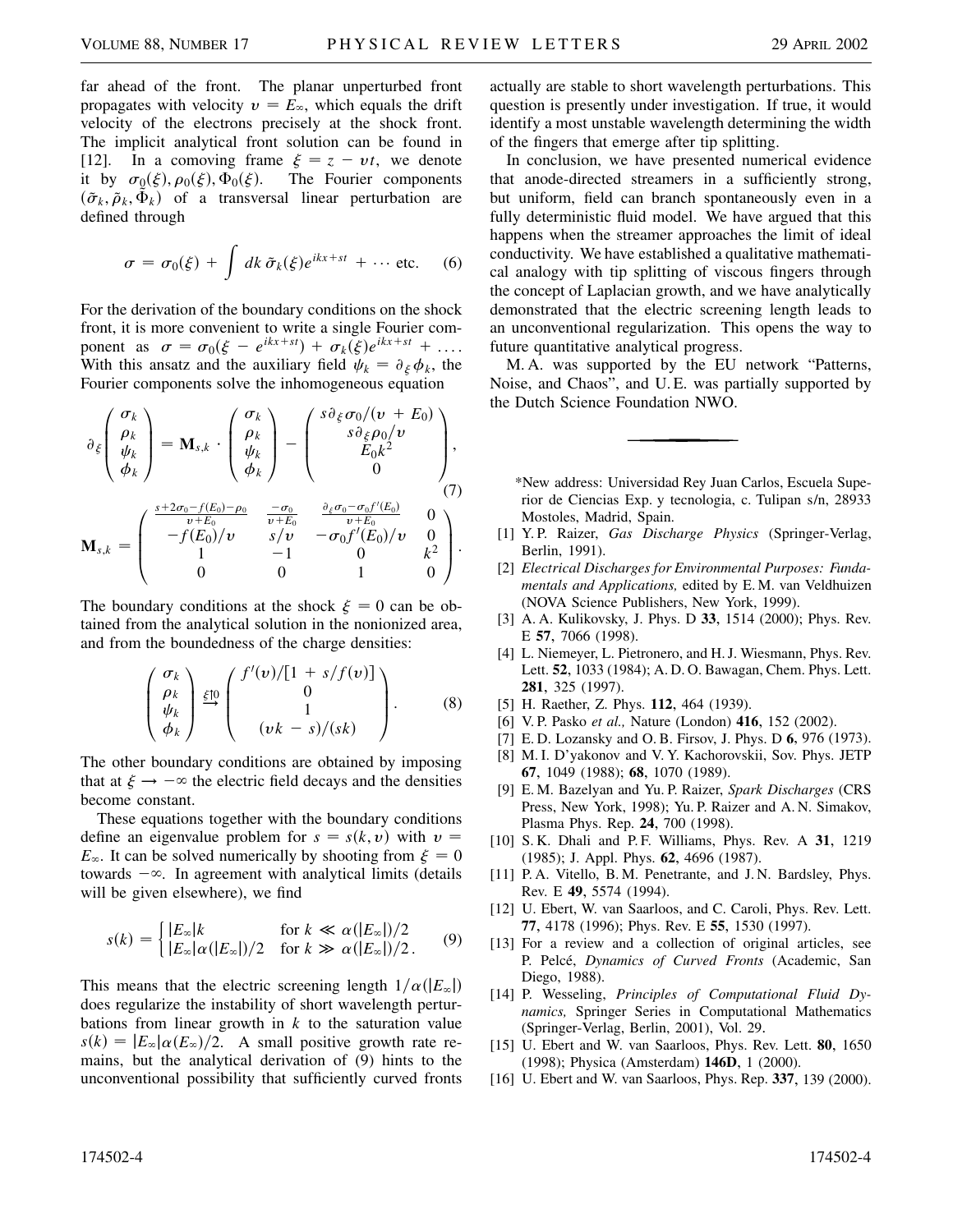far ahead of the front. The planar unperturbed front propagates with velocity $v = E_\infty$, which equals the drift velocity of the electrons precisely at the shock front. The implicit analytical front solution can be found in [12]. In a comoving frame $\xi = z - vt$, we denote it by $\sigma_0(\xi), \rho_0(\xi), \Phi_0(\xi)$. The Fourier components $(\tilde{\sigma}_k, \tilde{\rho}_k, \tilde{\Phi}_k)$ of a transversal linear perturbation are defined through

$$\sigma = \sigma_0(\xi) + \int dk\, \tilde{\sigma}_k(\xi) e^{ikx+st} + \cdots \text{ etc.} \quad (6)$$

For the derivation of the boundary conditions on the shock front, it is more convenient to write a single Fourier component as $\sigma = \sigma_0(\xi - e^{ikx+st}) + \sigma_k(\xi)e^{ikx+st} + \ldots$. With this ansatz and the auxiliary field $\psi_k = \partial_\xi \phi_k$, the Fourier components solve the inhomogeneous equation

$$\partial_\xi \begin{pmatrix} \sigma_k \\ \rho_k \\ \psi_k \\ \phi_k \end{pmatrix} = \mathbf{M}_{s,k} \cdot \begin{pmatrix} \sigma_k \\ \rho_k \\ \psi_k \\ \phi_k \end{pmatrix} - \begin{pmatrix} s\partial_\xi \sigma_0/(v + E_0) \\ s\partial_\xi \rho_0/v \\ E_0 k^2 \\ 0 \end{pmatrix}, \quad (7)$$

$$\mathbf{M}_{s,k} = \begin{pmatrix} \frac{s+2\sigma_0 - f(E_0) - \rho_0}{v+E_0} & \frac{-\sigma_0}{v+E_0} & \frac{\partial_\xi \sigma_0 - \sigma_0 f'(E_0)}{v+E_0} & 0 \\ -f(E_0)/v & s/v & -\sigma_0 f'(E_0)/v & 0 \\ 1 & -1 & 0 & k^2 \\ 0 & 0 & 1 & 0 \end{pmatrix}.$$

The boundary conditions at the shock $\xi = 0$ can be obtained from the analytical solution in the nonionized area, and from the boundedness of the charge densities:

$$\begin{pmatrix} \sigma_k \\ \rho_k \\ \psi_k \\ \phi_k \end{pmatrix} \overset{\xi \uparrow 0}{\longrightarrow} \begin{pmatrix} f'(v)/[1 + s/f(v)] \\ 0 \\ 1 \\ (vk - s)/(sk) \end{pmatrix}. \quad (8)$$

The other boundary conditions are obtained by imposing that at $\xi \to -\infty$ the electric field decays and the densities become constant.

These equations together with the boundary conditions define an eigenvalue problem for $s = s(k, v)$ with $v = E_\infty$. It can be solved numerically by shooting from $\xi = 0$ towards $-\infty$. In agreement with analytical limits (details will be given elsewhere), we find

$$s(k) = \begin{cases} |E_\infty| k & \text{for } k \ll \alpha(|E_\infty|)/2 \\ |E_\infty| \alpha(|E_\infty|)/2 & \text{for } k \gg \alpha(|E_\infty|)/2 \,. \end{cases} \quad (9)$$

This means that the electric screening length $1/\alpha(|E_\infty|)$ does regularize the instability of short wavelength perturbations from linear growth in $k$ to the saturation value $s(k) = |E_\infty| \alpha(E_\infty)/2$. A small positive growth rate remains, but the analytical derivation of (9) hints to the unconventional possibility that sufficiently curved fronts actually are stable to short wavelength perturbations. This question is presently under investigation. If true, it would identify a most unstable wavelength determining the width of the fingers that emerge after tip splitting.

In conclusion, we have presented numerical evidence that anode-directed streamers in a sufficiently strong, but uniform, field can branch spontaneously even in a fully deterministic fluid model. We have argued that this happens when the streamer approaches the limit of ideal conductivity. We have established a qualitative mathematical analogy with tip splitting of viscous fingers through the concept of Laplacian growth, and we have analytically demonstrated that the electric screening length leads to an unconventional regularization. This opens the way to future quantitative analytical progress.

M. A. was supported by the EU network "Patterns, Noise, and Chaos", and U. E. was partially supported by the Dutch Science Foundation NWO.

---

*New address: Universidad Rey Juan Carlos, Escuela Superior de Ciencias Exp. y tecnologia, c. Tulipan s/n, 28933 Mostoles, Madrid, Spain.

[1] Y. P. Raizer, *Gas Discharge Physics* (Springer-Verlag, Berlin, 1991).

[2] *Electrical Discharges for Environmental Purposes: Fundamentals and Applications,* edited by E. M. van Veldhuizen (NOVA Science Publishers, New York, 1999).

[3] A. A. Kulikovsky, J. Phys. D **33**, 1514 (2000); Phys. Rev. E **57**, 7066 (1998).

[4] L. Niemeyer, L. Pietronero, and H. J. Wiesmann, Phys. Rev. Lett. **52**, 1033 (1984); A. D. O. Bawagan, Chem. Phys. Lett. **281**, 325 (1997).

[5] H. Raether, Z. Phys. **112**, 464 (1939).

[6] V. P. Pasko *et al.,* Nature (London) **416**, 152 (2002).

[7] E. D. Lozansky and O. B. Firsov, J. Phys. D **6**, 976 (1973).

[8] M. I. D'yakonov and V. Y. Kachorovskii, Sov. Phys. JETP **67**, 1049 (1988); **68**, 1070 (1989).

[9] E. M. Bazelyan and Yu. P. Raizer, *Spark Discharges* (CRS Press, New York, 1998); Yu. P. Raizer and A. N. Simakov, Plasma Phys. Rep. **24**, 700 (1998).

[10] S. K. Dhali and P. F. Williams, Phys. Rev. A **31**, 1219 (1985); J. Appl. Phys. **62**, 4696 (1987).

[11] P. A. Vitello, B. M. Penetrante, and J. N. Bardsley, Phys. Rev. E **49**, 5574 (1994).

[12] U. Ebert, W. van Saarloos, and C. Caroli, Phys. Rev. Lett. **77**, 4178 (1996); Phys. Rev. E **55**, 1530 (1997).

[13] For a review and a collection of original articles, see P. Pelcé, *Dynamics of Curved Fronts* (Academic, San Diego, 1988).

[14] P. Wesseling, *Principles of Computational Fluid Dynamics,* Springer Series in Computational Mathematics (Springer-Verlag, Berlin, 2001), Vol. 29.

[15] U. Ebert and W. van Saarloos, Phys. Rev. Lett. **80**, 1650 (1998); Physica (Amsterdam) **146D**, 1 (2000).

[16] U. Ebert and W. van Saarloos, Phys. Rep. **337**, 139 (2000).